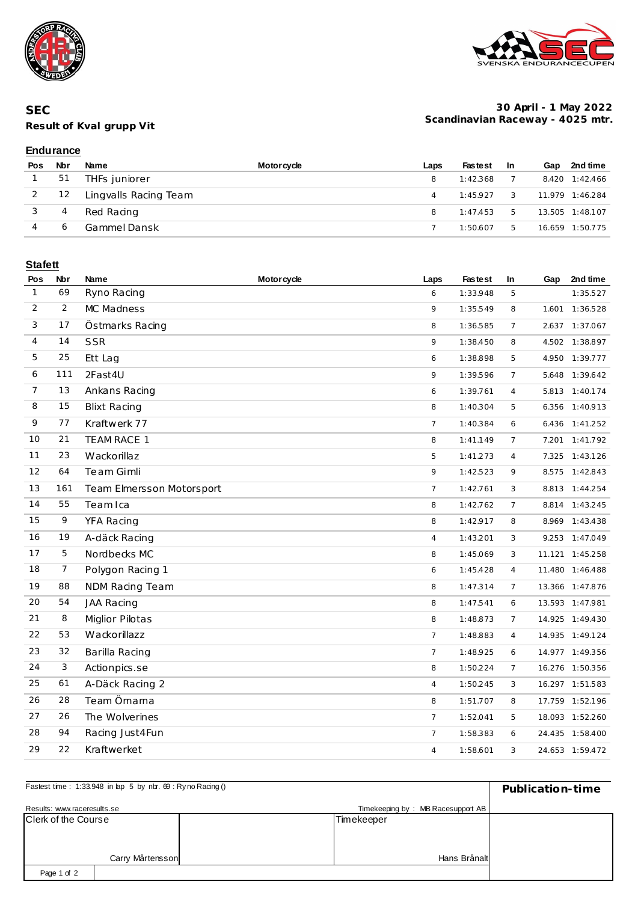# SEC

## Result of Kval grupp Vit

**30 April - 1 May 2022**
**Scandinavian Raceway - 4025 mtr.**

### Endurance

| Pos | Nbr | Name | Motorcycle | Laps | Fastest | In | Gap | 2nd time |
|---|---|---|---|---|---|---|---|---|
| 1 | 51 | THFs juniorer | | 8 | 1:42.368 | 7 | 8.420 | 1:42.466 |
| 2 | 12 | Lingvalls Racing Team | | 4 | 1:45.927 | 3 | 11.979 | 1:46.284 |
| 3 | 4 | Red Racing | | 8 | 1:47.453 | 5 | 13.505 | 1:48.107 |
| 4 | 6 | Gammel Dansk | | 7 | 1:50.607 | 5 | 16.659 | 1:50.775 |

### Stafett

| Pos | Nbr | Name | Motorcycle | Laps | Fastest | In | Gap | 2nd time |
|---|---|---|---|---|---|---|---|---|
| 1 | 69 | Ryno Racing | | 6 | 1:33.948 | 5 | | 1:35.527 |
| 2 | 2 | MC Madness | | 9 | 1:35.549 | 8 | 1.601 | 1:36.528 |
| 3 | 17 | Östmarks Racing | | 8 | 1:36.585 | 7 | 2.637 | 1:37.067 |
| 4 | 14 | SSR | | 9 | 1:38.450 | 8 | 4.502 | 1:38.897 |
| 5 | 25 | Ett Lag | | 6 | 1:38.898 | 5 | 4.950 | 1:39.777 |
| 6 | 111 | 2Fast4U | | 9 | 1:39.596 | 7 | 5.648 | 1:39.642 |
| 7 | 13 | Ankans Racing | | 6 | 1:39.761 | 4 | 5.813 | 1:40.174 |
| 8 | 15 | Blixt Racing | | 8 | 1:40.304 | 5 | 6.356 | 1:40.913 |
| 9 | 77 | Kraftwerk 77 | | 7 | 1:40.384 | 6 | 6.436 | 1:41.252 |
| 10 | 21 | TEAM RACE 1 | | 8 | 1:41.149 | 7 | 7.201 | 1:41.792 |
| 11 | 23 | Wackorillaz | | 5 | 1:41.273 | 4 | 7.325 | 1:43.126 |
| 12 | 64 | Team Gimli | | 9 | 1:42.523 | 9 | 8.575 | 1:42.843 |
| 13 | 161 | Team Elmersson Motorsport | | 7 | 1:42.761 | 3 | 8.813 | 1:44.254 |
| 14 | 55 | Team Ica | | 8 | 1:42.762 | 7 | 8.814 | 1:43.245 |
| 15 | 9 | YFA Racing | | 8 | 1:42.917 | 8 | 8.969 | 1:43.438 |
| 16 | 19 | A-däck Racing | | 4 | 1:43.201 | 3 | 9.253 | 1:47.049 |
| 17 | 5 | Nordbecks MC | | 8 | 1:45.069 | 3 | 11.121 | 1:45.258 |
| 18 | 7 | Polygon Racing 1 | | 6 | 1:45.428 | 4 | 11.480 | 1:46.488 |
| 19 | 88 | NDM Racing Team | | 8 | 1:47.314 | 7 | 13.366 | 1:47.876 |
| 20 | 54 | JAA Racing | | 8 | 1:47.541 | 6 | 13.593 | 1:47.981 |
| 21 | 8 | Miglior Pilotas | | 8 | 1:48.873 | 7 | 14.925 | 1:49.430 |
| 22 | 53 | Wackorillazz | | 7 | 1:48.883 | 4 | 14.935 | 1:49.124 |
| 23 | 32 | Barilla Racing | | 7 | 1:48.925 | 6 | 14.977 | 1:49.356 |
| 24 | 3 | Actionpics.se | | 8 | 1:50.224 | 7 | 16.276 | 1:50.356 |
| 25 | 61 | A-Däck Racing 2 | | 4 | 1:50.245 | 3 | 16.297 | 1:51.583 |
| 26 | 28 | Team Örnarna | | 8 | 1:51.707 | 8 | 17.759 | 1:52.196 |
| 27 | 26 | The Wolverines | | 7 | 1:52.041 | 5 | 18.093 | 1:52.260 |
| 28 | 94 | Racing Just4Fun | | 7 | 1:58.383 | 6 | 24.435 | 1:58.400 |
| 29 | 22 | Kraftwerket | | 4 | 1:58.601 | 3 | 24.653 | 1:59.472 |

Fastest time : 1:33.948 in lap 5 by nbr. 69 : Ryno Racing ()

**Publication-time**

Results: www.raceresults.se

Timekeeping by : MB Racesupport AB

| Clerk of the Course | Timekeeper |
|---|---|
| Carry Mårtensson | Hans Brånalt |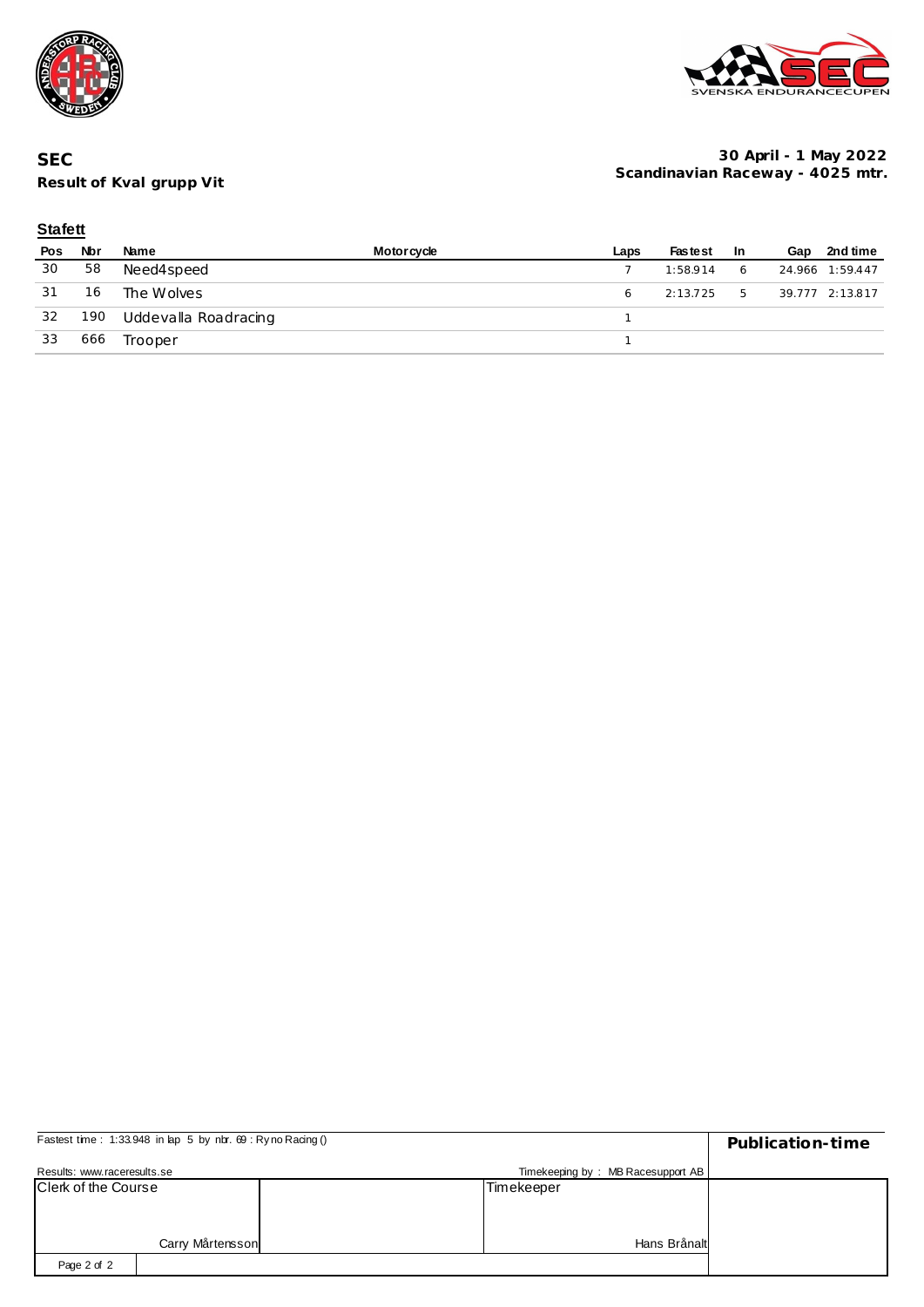**SEC**

**Result of Kval grupp Vit**

**30 April - 1 May 2022**
**Scandinavian Raceway - 4025 mtr.**

**Stafett**

| Pos | Nbr | Name | Motorcycle | Laps | Fastest | In | Gap | 2nd time |
|---|---|---|---|---|---|---|---|---|
| 30 | 58 | Need4speed | | 7 | 1:58.914 | 6 | 24.966 | 1:59.447 |
| 31 | 16 | The Wolves | | 6 | 2:13.725 | 5 | 39.777 | 2:13.817 |
| 32 | 190 | Uddevalla Roadracing | | 1 | | | | |
| 33 | 666 | Trooper | | 1 | | | | |

Fastest time : 1:33.948 in lap 5 by nbr. 69 : Ryno Racing ()

**Publication-time**

Results: www.raceresults.se

Timekeeping by : MB Racesupport AB

| Clerk of the Course | Timekeeper |
|---|---|
| Carry Mårtensson | Hans Brånalt |